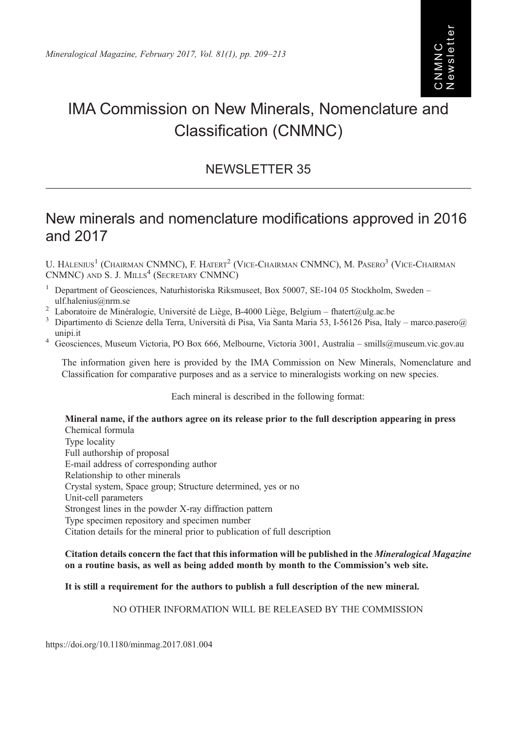# IMA Commission on New Minerals, Nomenclature and Classification (CNMNC)

## NEWSLETTER 35

## New minerals and nomenclature modifications approved in 2016 and 2017

U. Hålenius[1] (Chairman CNMNC), F. Hatert[2] (Vice-Chairman CNMNC), M. Pasero[3] (Vice-Chairman CNMNC) and S. J. Mills[4] (Secretary CNMNC)

[1] Department of Geosciences, Naturhistoriska Riksmuseet, Box 50007, SE-104 05 Stockholm, Sweden – ulf.halenius@nrm.se

[2] Laboratoire de Minéralogie, Université de Liège, B-4000 Liège, Belgium – fhatert@ulg.ac.be

[3] Dipartimento di Scienze della Terra, Università di Pisa, Via Santa Maria 53, I-56126 Pisa, Italy – marco.pasero@unipi.it

[4] Geosciences, Museum Victoria, PO Box 666, Melbourne, Victoria 3001, Australia – smills@museum.vic.gov.au

The information given here is provided by the IMA Commission on New Minerals, Nomenclature and Classification for comparative purposes and as a service to mineralogists working on new species.

Each mineral is described in the following format:

**Mineral name, if the authors agree on its release prior to the full description appearing in press**
Chemical formula
Type locality
Full authorship of proposal
E-mail address of corresponding author
Relationship to other minerals
Crystal system, Space group; Structure determined, yes or no
Unit-cell parameters
Strongest lines in the powder X-ray diffraction pattern
Type specimen repository and specimen number
Citation details for the mineral prior to publication of full description

**Citation details concern the fact that this information will be published in the *Mineralogical Magazine* on a routine basis, as well as being added month by month to the Commission's web site.**

**It is still a requirement for the authors to publish a full description of the new mineral.**

NO OTHER INFORMATION WILL BE RELEASED BY THE COMMISSION

https://doi.org/10.1180/minmag.2017.081.004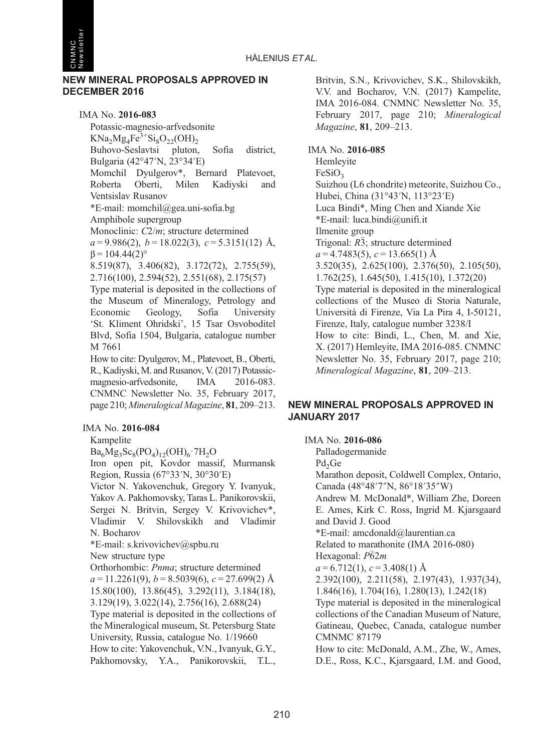## NEW MINERAL PROPOSALS APPROVED IN DECEMBER 2016

IMA No. **2016-083**

Potassic-magnesio-arfvedsonite

$KNa_2Mg_4Fe^{3+}Si_8O_{22}(OH)_2$

Buhovo-Seslavtsi pluton, Sofia district, Bulgaria (42°47′N, 23°34′E)

Momchil Dyulgerov*, Bernard Platevoet, Roberta Oberti, Milen Kadiyski and Ventsislav Rusanov

*E-mail: momchil@gea.uni-sofia.bg

Amphibole supergroup

Monoclinic: *C*2/*m*; structure determined

*a* = 9.986(2), *b* = 18.022(3), *c* = 5.3151(12) Å, β = 104.44(2)°

8.519(87), 3.406(82), 3.172(72), 2.755(59), 2.716(100), 2.594(52), 2.551(68), 2.175(57)

Type material is deposited in the collections of the Museum of Mineralogy, Petrology and Economic Geology, Sofia University 'St. Kliment Ohridski', 15 Tsar Osvoboditel Blvd, Sofia 1504, Bulgaria, catalogue number M 7661

How to cite: Dyulgerov, M., Platevoet, B., Oberti, R., Kadiyski, M. and Rusanov, V. (2017) Potassic-magnesio-arfvedsonite, IMA 2016-083. CNMNC Newsletter No. 35, February 2017, page 210; *Mineralogical Magazine*, **81**, 209–213.

IMA No. **2016-084**

Kampelite

$Ba_6Mg_3Sc_8(PO_4)_{12}(OH)_6{\cdot}7H_2O$

Iron open pit, Kovdor massif, Murmansk Region, Russia (67°33′N, 30°30′E)

Victor N. Yakovenchuk, Gregory Y. Ivanyuk, Yakov A. Pakhomovsky, Taras L. Panikorovskii, Sergei N. Britvin, Sergey V. Krivovichev*, Vladimir V. Shilovskikh and Vladimir N. Bocharov

*E-mail: s.krivovichev@spbu.ru

New structure type

Orthorhombic: *Pnma*; structure determined

*a* = 11.2261(9), *b* = 8.5039(6), *c* = 27.699(2) Å

15.80(100), 13.86(45), 3.292(11), 3.184(18), 3.129(19), 3.022(14), 2.756(16), 2.688(24)

Type material is deposited in the collections of the Mineralogical museum, St. Petersburg State University, Russia, catalogue No. 1/19660

How to cite: Yakovenchuk, V.N., Ivanyuk, G.Y., Pakhomovsky, Y.A., Panikorovskii, T.L., Britvin, S.N., Krivovichev, S.K., Shilovskikh, V.V. and Bocharov, V.N. (2017) Kampelite, IMA 2016-084. CNMNC Newsletter No. 35, February 2017, page 210; *Mineralogical Magazine*, **81**, 209–213.

IMA No. **2016-085**

Hemleyite

$FeSiO_3$

Suizhou (L6 chondrite) meteorite, Suizhou Co., Hubei, China (31°43′N, 113°23′E)

Luca Bindi*, Ming Chen and Xiande Xie

*E-mail: luca.bindi@unifi.it

Ilmenite group

Trigonal: $R\bar{3}$; structure determined

*a* = 4.7483(5), *c* = 13.665(1) Å

3.520(35), 2.625(100), 2.376(50), 2.105(50), 1.762(25), 1.645(50), 1.415(10), 1.372(20)

Type material is deposited in the mineralogical collections of the Museo di Storia Naturale, Università di Firenze, Via La Pira 4, I-50121, Firenze, Italy, catalogue number 3238/I

How to cite: Bindi, L., Chen, M. and Xie, X. (2017) Hemleyite, IMA 2016-085. CNMNC Newsletter No. 35, February 2017, page 210; *Mineralogical Magazine*, **81**, 209–213.

## NEW MINERAL PROPOSALS APPROVED IN JANUARY 2017

IMA No. **2016-086**

Palladogermanide

$Pd_2Ge$

Marathon deposit, Coldwell Complex, Ontario, Canada (48°48′7″N, 86°18′35″W)

Andrew M. McDonald*, William Zhe, Doreen E. Ames, Kirk C. Ross, Ingrid M. Kjarsgaard and David J. Good

*E-mail: amcdonald@laurentian.ca

Related to marathonite (IMA 2016-080)

Hexagonal: $P\bar{6}2m$

*a* = 6.712(1), *c* = 3.408(1) Å

2.392(100), 2.211(58), 2.197(43), 1.937(34), 1.846(16), 1.704(16), 1.280(13), 1.242(18)

Type material is deposited in the mineralogical collections of the Canadian Museum of Nature, Gatineau, Quebec, Canada, catalogue number CMNMC 87179

How to cite: McDonald, A.M., Zhe, W., Ames, D.E., Ross, K.C., Kjarsgaard, I.M. and Good,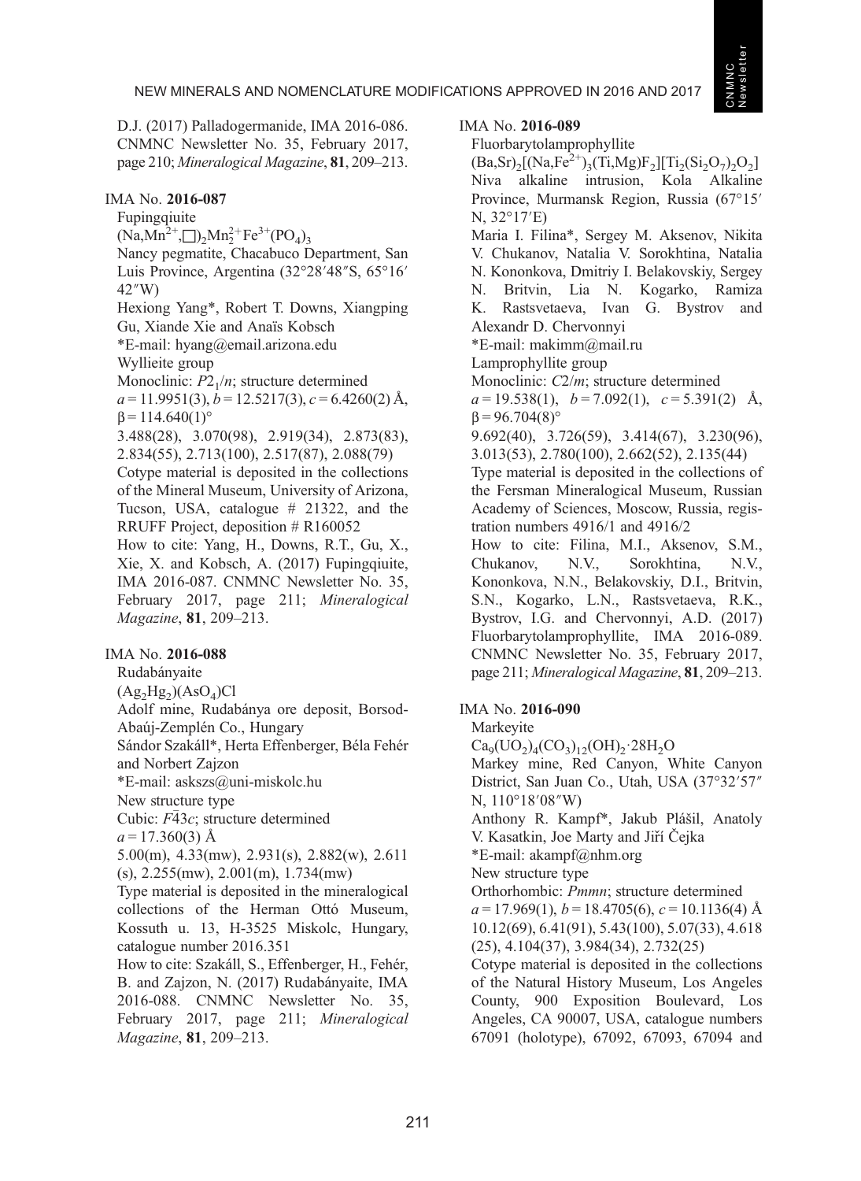D.J. (2017) Palladogermanide, IMA 2016-086. CNMNC Newsletter No. 35, February 2017, page 210; *Mineralogical Magazine*, **81**, 209–213.

IMA No. **2016-087**

Fupingqiuite

$(Na,Mn^{2+},\square)_2Mn_2^{2+}Fe^{3+}(PO_4)_3$

Nancy pegmatite, Chacabuco Department, San Luis Province, Argentina (32°28′48″S, 65°16′42″W)

Hexiong Yang*, Robert T. Downs, Xiangping Gu, Xiande Xie and Anaïs Kobsch

*E-mail: hyang@email.arizona.edu

Wyllieite group

Monoclinic: $P2_1/n$; structure determined

$a$ = 11.9951(3), $b$ = 12.5217(3), $c$ = 6.4260(2) Å, β = 114.640(1)°

3.488(28), 3.070(98), 2.919(34), 2.873(83), 2.834(55), 2.713(100), 2.517(87), 2.088(79)

Cotype material is deposited in the collections of the Mineral Museum, University of Arizona, Tucson, USA, catalogue # 21322, and the RRUFF Project, deposition # R160052

How to cite: Yang, H., Downs, R.T., Gu, X., Xie, X. and Kobsch, A. (2017) Fupingqiuite, IMA 2016-087. CNMNC Newsletter No. 35, February 2017, page 211; *Mineralogical Magazine*, **81**, 209–213.

IMA No. **2016-088**

Rudabányaite

$(Ag_2Hg_2)(AsO_4)Cl$

Adolf mine, Rudabánya ore deposit, Borsod-Abaúj-Zemplén Co., Hungary

Sándor Szakáll*, Herta Effenberger, Béla Fehér and Norbert Zajzon

*E-mail: askszs@uni-miskolc.hu

New structure type

Cubic: $F\bar{4}3c$; structure determined

$a$ = 17.360(3) Å

5.00(m), 4.33(mw), 2.931(s), 2.882(w), 2.611 (s), 2.255(mw), 2.001(m), 1.734(mw)

Type material is deposited in the mineralogical collections of the Herman Ottó Museum, Kossuth u. 13, H-3525 Miskolc, Hungary, catalogue number 2016.351

How to cite: Szakáll, S., Effenberger, H., Fehér, B. and Zajzon, N. (2017) Rudabányaite, IMA 2016-088. CNMNC Newsletter No. 35, February 2017, page 211; *Mineralogical Magazine*, **81**, 209–213.

IMA No. **2016-089**

Fluorbarytolamprophyllite

$(Ba,Sr)_2[(Na,Fe^{2+})_3(Ti,Mg)F_2][Ti_2(Si_2O_7)_2O_2]$

Niva alkaline intrusion, Kola Alkaline Province, Murmansk Region, Russia (67°15′N, 32°17′E)

Maria I. Filina*, Sergey M. Aksenov, Nikita V. Chukanov, Natalia V. Sorokhtina, Natalia N. Kononkova, Dmitriy I. Belakovskiy, Sergey N. Britvin, Lia N. Kogarko, Ramiza K. Rastsvetaeva, Ivan G. Bystrov and Alexandr D. Chervonnyi

*E-mail: makimm@mail.ru

Lamprophyllite group

Monoclinic: $C2/m$; structure determined

$a$ = 19.538(1), $b$ = 7.092(1), $c$ = 5.391(2) Å, β = 96.704(8)°

9.692(40), 3.726(59), 3.414(67), 3.230(96), 3.013(53), 2.780(100), 2.662(52), 2.135(44)

Type material is deposited in the collections of the Fersman Mineralogical Museum, Russian Academy of Sciences, Moscow, Russia, registration numbers 4916/1 and 4916/2

How to cite: Filina, M.I., Aksenov, S.M., Chukanov, N.V., Sorokhtina, N.V., Kononkova, N.N., Belakovskiy, D.I., Britvin, S.N., Kogarko, L.N., Rastsvetaeva, R.K., Bystrov, I.G. and Chervonnyi, A.D. (2017) Fluorbarytolamprophyllite, IMA 2016-089. CNMNC Newsletter No. 35, February 2017, page 211; *Mineralogical Magazine*, **81**, 209–213.

IMA No. **2016-090**

Markeyite

$Ca_9(UO_2)_4(CO_3)_{12}(OH)_2{\cdot}28H_2O$

Markey mine, Red Canyon, White Canyon District, San Juan Co., Utah, USA (37°32′57″N, 110°18′08″W)

Anthony R. Kampf*, Jakub Plášil, Anatoly V. Kasatkin, Joe Marty and Jiří Čejka

*E-mail: akampf@nhm.org

New structure type

Orthorhombic: $Pmmn$; structure determined

$a$ = 17.969(1), $b$ = 18.4705(6), $c$ = 10.1136(4) Å

10.12(69), 6.41(91), 5.43(100), 5.07(33), 4.618 (25), 4.104(37), 3.984(34), 2.732(25)

Cotype material is deposited in the collections of the Natural History Museum, Los Angeles County, 900 Exposition Boulevard, Los Angeles, CA 90007, USA, catalogue numbers 67091 (holotype), 67092, 67093, 67094 and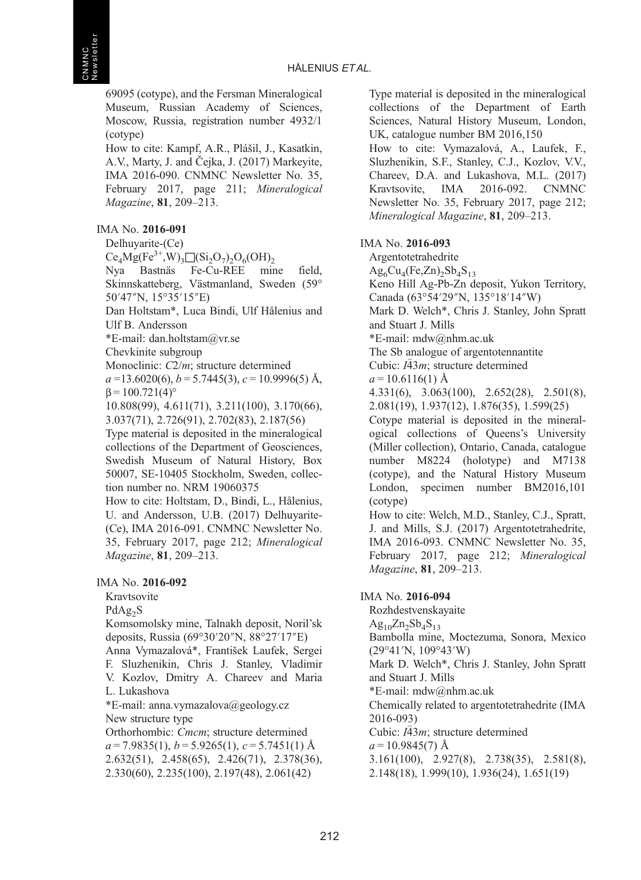69095 (cotype), and the Fersman Mineralogical Museum, Russian Academy of Sciences, Moscow, Russia, registration number 4932/1 (cotype)

How to cite: Kampf, A.R., Plášil, J., Kasatkin, A.V., Marty, J. and Čejka, J. (2017) Markeyite, IMA 2016-090. CNMNC Newsletter No. 35, February 2017, page 211; *Mineralogical Magazine*, **81**, 209–213.

IMA No. **2016-091**

Delhuyarite-(Ce)

$Ce_4Mg(Fe^{3+},W)_3\square(Si_2O_7)_2O_6(OH)_2$

Nya Bastnäs Fe-Cu-REE mine field, Skinnskatteberg, Västmanland, Sweden (59° 50′47″N, 15°35′15″E)

Dan Holtstam*, Luca Bindi, Ulf Hålenius and Ulf B. Andersson

*E-mail: dan.holtstam@vr.se

Chevkinite subgroup

Monoclinic: *C*2/*m*; structure determined

*a* =13.6020(6), *b* = 5.7445(3), *c* = 10.9996(5) Å, β = 100.721(4)°

10.808(99), 4.611(71), 3.211(100), 3.170(66), 3.037(71), 2.726(91), 2.702(83), 2.187(56)

Type material is deposited in the mineralogical collections of the Department of Geosciences, Swedish Museum of Natural History, Box 50007, SE-10405 Stockholm, Sweden, collection number no. NRM 19060375

How to cite: Holtstam, D., Bindi, L., Hålenius, U. and Andersson, U.B. (2017) Delhuyarite-(Ce), IMA 2016-091. CNMNC Newsletter No. 35, February 2017, page 212; *Mineralogical Magazine*, **81**, 209–213.

IMA No. **2016-092**

Kravtsovite

$PdAg_2S$

Komsomolsky mine, Talnakh deposit, Noril'sk deposits, Russia (69°30′20″N, 88°27′17″E)

Anna Vymazalová*, František Laufek, Sergei F. Sluzhenikin, Chris J. Stanley, Vladimir V. Kozlov, Dmitry A. Chareev and Maria L. Lukashova

*E-mail: anna.vymazalova@geology.cz

New structure type

Orthorhombic: *Cmcm*; structure determined

*a* = 7.9835(1), *b* = 5.9265(1), *c* = 5.7451(1) Å

2.632(51), 2.458(65), 2.426(71), 2.378(36), 2.330(60), 2.235(100), 2.197(48), 2.061(42)

Type material is deposited in the mineralogical collections of the Department of Earth Sciences, Natural History Museum, London, UK, catalogue number BM 2016,150

How to cite: Vymazalová, A., Laufek, F., Sluzhenikin, S.F., Stanley, C.J., Kozlov, V.V., Chareev, D.A. and Lukashova, M.L. (2017) Kravtsovite, IMA 2016-092. CNMNC Newsletter No. 35, February 2017, page 212; *Mineralogical Magazine*, **81**, 209–213.

IMA No. **2016-093**

Argentotetrahedrite

$Ag_6Cu_4(Fe,Zn)_2Sb_4S_{13}$

Keno Hill Ag-Pb-Zn deposit, Yukon Territory, Canada (63°54′29″N, 135°18′14″W)

Mark D. Welch*, Chris J. Stanley, John Spratt and Stuart J. Mills

*E-mail: mdw@nhm.ac.uk

The Sb analogue of argentotennantite

Cubic: $I\bar{4}3m$; structure determined

*a* = 10.6116(1) Å

4.331(6), 3.063(100), 2.652(28), 2.501(8), 2.081(19), 1.937(12), 1.876(35), 1.599(25)

Cotype material is deposited in the mineralogical collections of Queens's University (Miller collection), Ontario, Canada, catalogue number M8224 (holotype) and M7138 (cotype), and the Natural History Museum London, specimen number BM2016,101 (cotype)

How to cite: Welch, M.D., Stanley, C.J., Spratt, J. and Mills, S.J. (2017) Argentotetrahedrite, IMA 2016-093. CNMNC Newsletter No. 35, February 2017, page 212; *Mineralogical Magazine*, **81**, 209–213.

IMA No. **2016-094**

Rozhdestvenskayaite

$Ag_{10}Zn_2Sb_4S_{13}$

Bambolla mine, Moctezuma, Sonora, Mexico (29°41′N, 109°43′W)

Mark D. Welch*, Chris J. Stanley, John Spratt and Stuart J. Mills

*E-mail: mdw@nhm.ac.uk

Chemically related to argentotetrahedrite (IMA 2016-093)

Cubic: $I\bar{4}3m$; structure determined

*a* = 10.9845(7) Å

3.161(100), 2.927(8), 2.738(35), 2.581(8), 2.148(18), 1.999(10), 1.936(24), 1.651(19)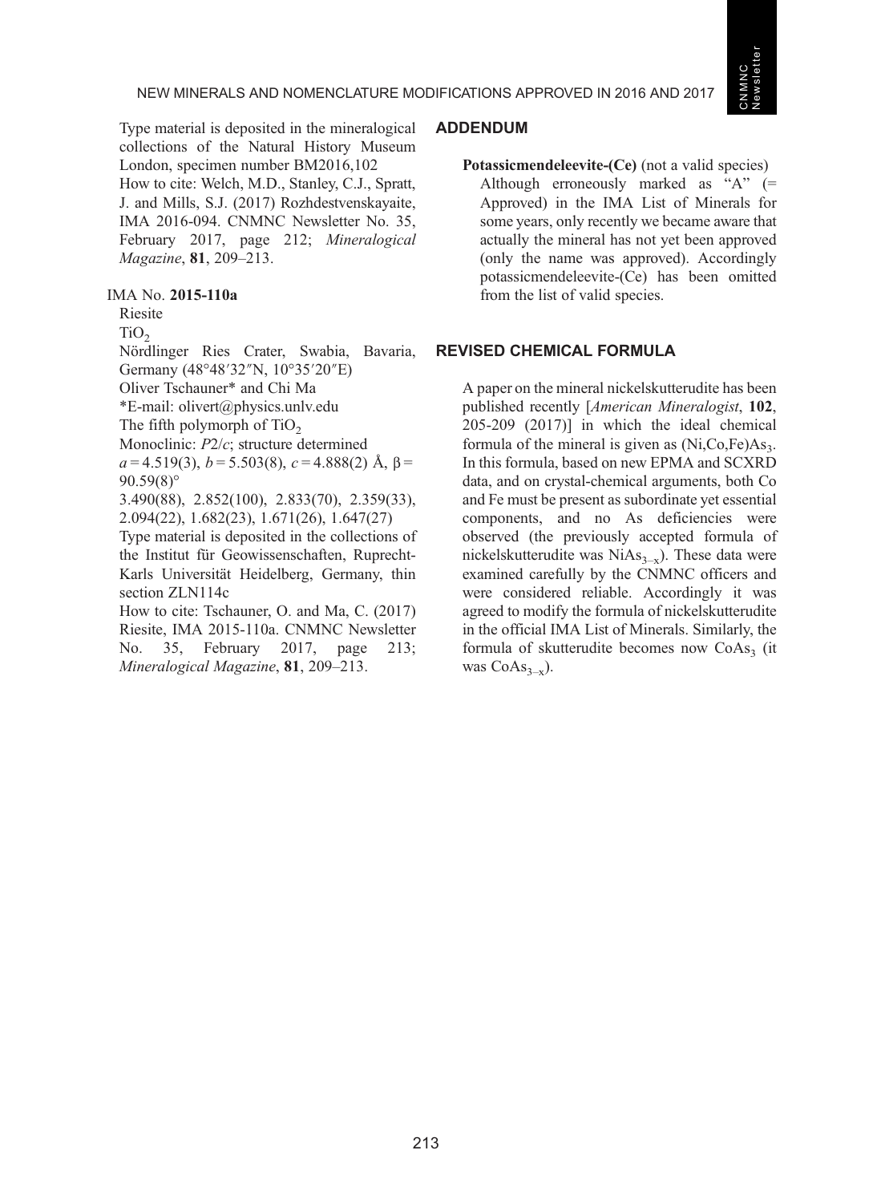Type material is deposited in the mineralogical collections of the Natural History Museum London, specimen number BM2016,102

How to cite: Welch, M.D., Stanley, C.J., Spratt, J. and Mills, S.J. (2017) Rozhdestvenskayaite, IMA 2016-094. CNMNC Newsletter No. 35, February 2017, page 212; *Mineralogical Magazine*, **81**, 209–213.

IMA No. **2015-110a**

Riesite

$TiO_2$

Nördlinger Ries Crater, Swabia, Bavaria, Germany (48°48′32″N, 10°35′20″E)

Oliver Tschauner* and Chi Ma

*E-mail: olivert@physics.unlv.edu

The fifth polymorph of $TiO_2$

Monoclinic: $P2/c$; structure determined

$a = 4.519(3)$, $b = 5.503(8)$, $c = 4.888(2)$ Å, $\beta = 90.59(8)°$

3.490(88), 2.852(100), 2.833(70), 2.359(33), 2.094(22), 1.682(23), 1.671(26), 1.647(27)

Type material is deposited in the collections of the Institut für Geowissenschaften, Ruprecht-Karls Universität Heidelberg, Germany, thin section ZLN114c

How to cite: Tschauner, O. and Ma, C. (2017) Riesite, IMA 2015-110a. CNMNC Newsletter No. 35, February 2017, page 213; *Mineralogical Magazine*, **81**, 209–213.

## ADDENDUM

**Potassicmendeleevite-(Ce)** (not a valid species)

Although erroneously marked as "A" (= Approved) in the IMA List of Minerals for some years, only recently we became aware that actually the mineral has not yet been approved (only the name was approved). Accordingly potassicmendeleevite-(Ce) has been omitted from the list of valid species.

## REVISED CHEMICAL FORMULA

A paper on the mineral nickelskutterudite has been published recently [*American Mineralogist*, **102**, 205-209 (2017)] in which the ideal chemical formula of the mineral is given as $(Ni,Co,Fe)As_3$. In this formula, based on new EPMA and SCXRD data, and on crystal-chemical arguments, both Co and Fe must be present as subordinate yet essential components, and no As deficiencies were observed (the previously accepted formula of nickelskutterudite was $NiAs_{3-x}$). These data were examined carefully by the CNMNC officers and were considered reliable. Accordingly it was agreed to modify the formula of nickelskutterudite in the official IMA List of Minerals. Similarly, the formula of skutterudite becomes now $CoAs_3$ (it was $CoAs_{3-x}$).